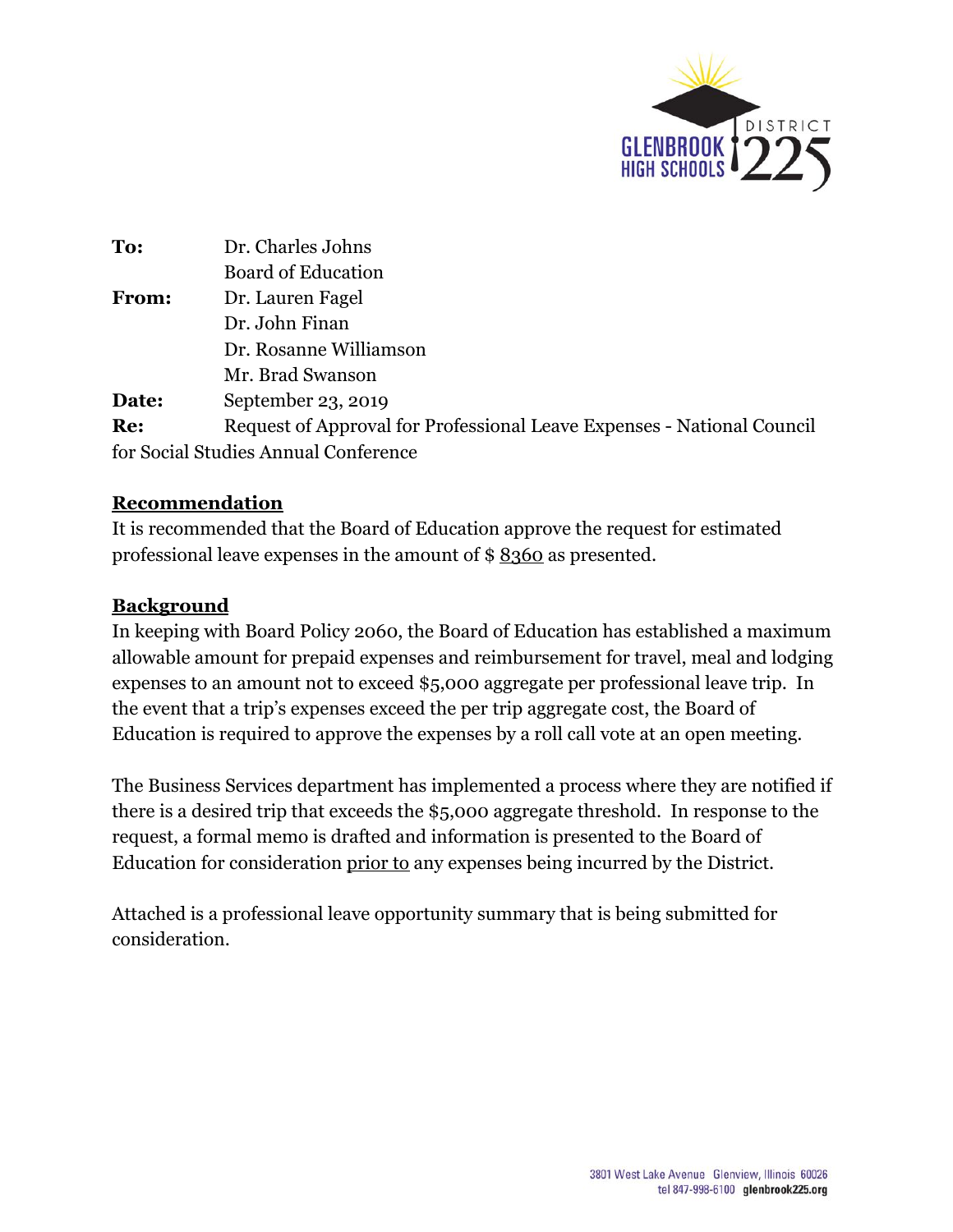| | |
|---|---|
| **To:** | Dr. Charles Johns |
| | Board of Education |
| **From:** | Dr. Lauren Fagel |
| | Dr. John Finan |
| | Dr. Rosanne Williamson |
| | Mr. Brad Swanson |
| **Date:** | September 23, 2019 |
| **Re:** | Request of Approval for Professional Leave Expenses - National Council for Social Studies Annual Conference |

## Recommendation

It is recommended that the Board of Education approve the request for estimated professional leave expenses in the amount of $ 8360 as presented.

## Background

In keeping with Board Policy 2060, the Board of Education has established a maximum allowable amount for prepaid expenses and reimbursement for travel, meal and lodging expenses to an amount not to exceed $5,000 aggregate per professional leave trip. In the event that a trip's expenses exceed the per trip aggregate cost, the Board of Education is required to approve the expenses by a roll call vote at an open meeting.

The Business Services department has implemented a process where they are notified if there is a desired trip that exceeds the $5,000 aggregate threshold. In response to the request, a formal memo is drafted and information is presented to the Board of Education for consideration prior to any expenses being incurred by the District.

Attached is a professional leave opportunity summary that is being submitted for consideration.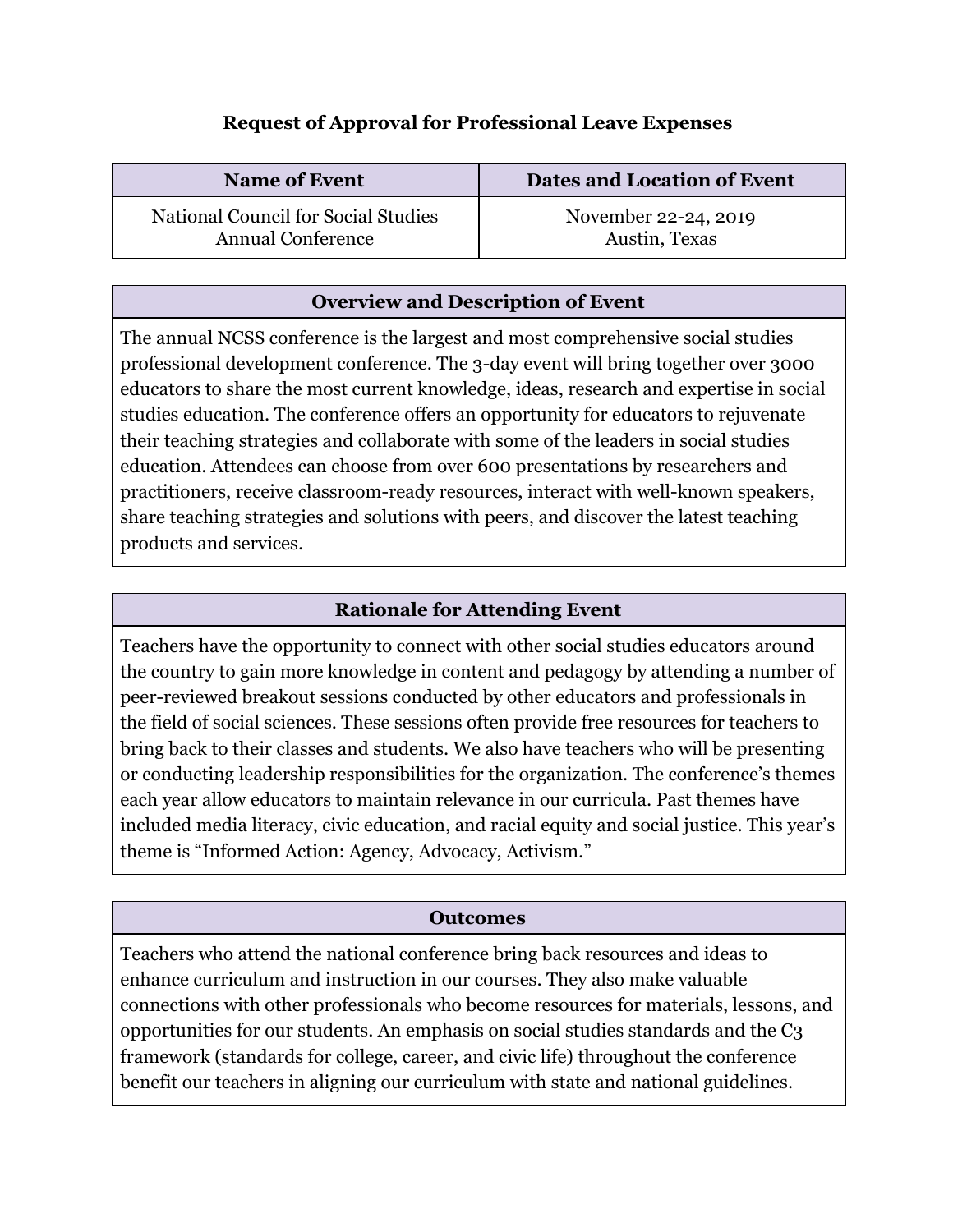### Request of Approval for Professional Leave Expenses

| Name of Event | Dates and Location of Event |
| --- | --- |
| National Council for Social Studies Annual Conference | November 22-24, 2019 Austin, Texas |

| Overview and Description of Event |
| --- |
| The annual NCSS conference is the largest and most comprehensive social studies professional development conference. The 3-day event will bring together over 3000 educators to share the most current knowledge, ideas, research and expertise in social studies education. The conference offers an opportunity for educators to rejuvenate their teaching strategies and collaborate with some of the leaders in social studies education. Attendees can choose from over 600 presentations by researchers and practitioners, receive classroom-ready resources, interact with well-known speakers, share teaching strategies and solutions with peers, and discover the latest teaching products and services. |

| Rationale for Attending Event |
| --- |
| Teachers have the opportunity to connect with other social studies educators around the country to gain more knowledge in content and pedagogy by attending a number of peer-reviewed breakout sessions conducted by other educators and professionals in the field of social sciences. These sessions often provide free resources for teachers to bring back to their classes and students. We also have teachers who will be presenting or conducting leadership responsibilities for the organization. The conference's themes each year allow educators to maintain relevance in our curricula. Past themes have included media literacy, civic education, and racial equity and social justice. This year's theme is "Informed Action: Agency, Advocacy, Activism." |

| Outcomes |
| --- |
| Teachers who attend the national conference bring back resources and ideas to enhance curriculum and instruction in our courses. They also make valuable connections with other professionals who become resources for materials, lessons, and opportunities for our students. An emphasis on social studies standards and the C3 framework (standards for college, career, and civic life) throughout the conference benefit our teachers in aligning our curriculum with state and national guidelines. |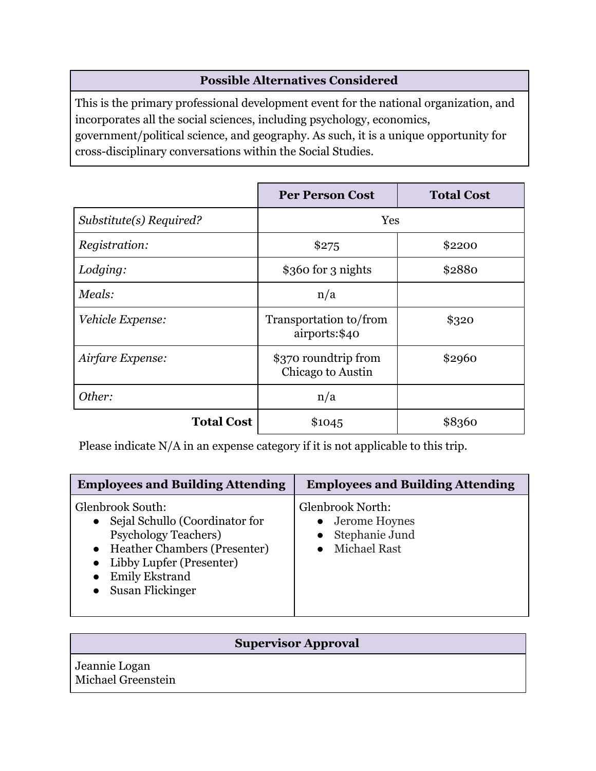| Possible Alternatives Considered |
| --- |
| This is the primary professional development event for the national organization, and incorporates all the social sciences, including psychology, economics, government/political science, and geography. As such, it is a unique opportunity for cross-disciplinary conversations within the Social Studies. |

| | Per Person Cost | Total Cost |
| --- | --- | --- |
| *Substitute(s) Required?* | Yes | |
| *Registration:* | $275 | $2200 |
| *Lodging:* | $360 for 3 nights | $2880 |
| *Meals:* | n/a | |
| *Vehicle Expense:* | Transportation to/from airports:$40 | $320 |
| *Airfare Expense:* | $370 roundtrip from Chicago to Austin | $2960 |
| *Other:* | n/a | |
| **Total Cost** | $1045 | $8360 |

Please indicate N/A in an expense category if it is not applicable to this trip.

| Employees and Building Attending | Employees and Building Attending |
| --- | --- |
| Glenbrook South:<br>• Sejal Schullo (Coordinator for Psychology Teachers)<br>• Heather Chambers (Presenter)<br>• Libby Lupfer (Presenter)<br>• Emily Ekstrand<br>• Susan Flickinger | Glenbrook North:<br>• Jerome Hoynes<br>• Stephanie Jund<br>• Michael Rast |

| Supervisor Approval |
| --- |
| Jeannie Logan<br>Michael Greenstein |